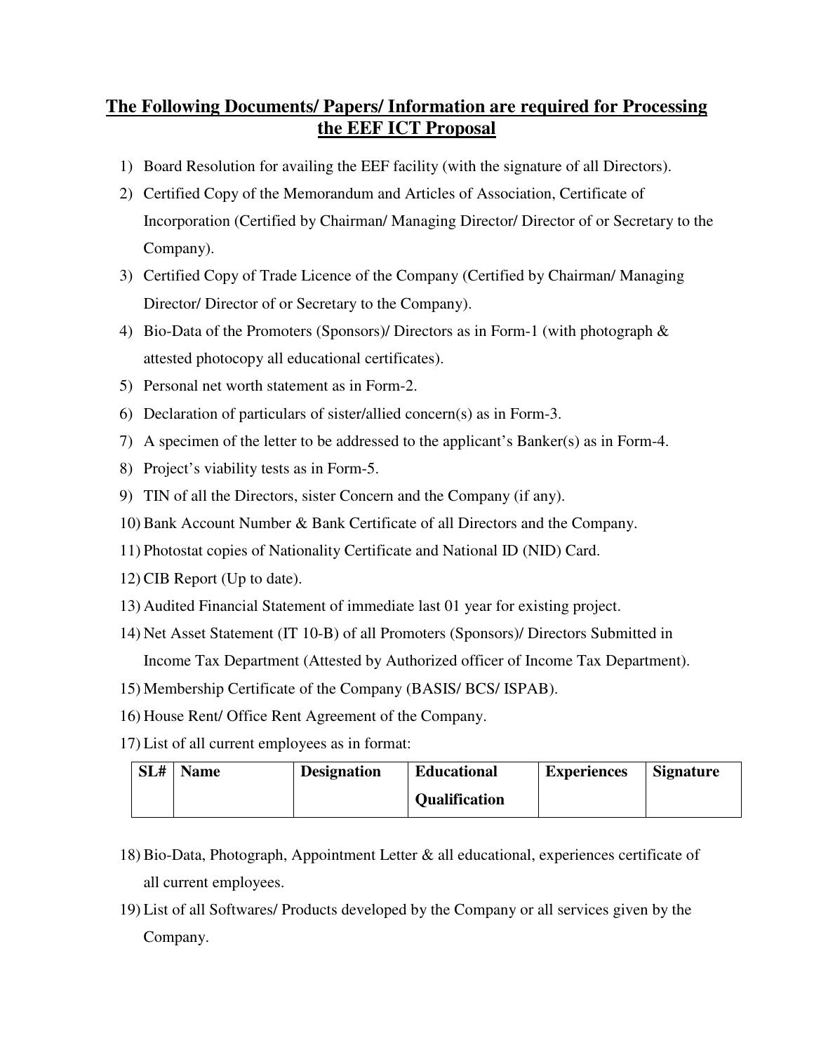## The Following Documents/ Papers/ Information are required for Processing the EEF ICT Proposal

1) Board Resolution for availing the EEF facility (with the signature of all Directors).
2) Certified Copy of the Memorandum and Articles of Association, Certificate of Incorporation (Certified by Chairman/ Managing Director/ Director of or Secretary to the Company).
3) Certified Copy of Trade Licence of the Company (Certified by Chairman/ Managing Director/ Director of or Secretary to the Company).
4) Bio-Data of the Promoters (Sponsors)/ Directors as in Form-1 (with photograph & attested photocopy all educational certificates).
5) Personal net worth statement as in Form-2.
6) Declaration of particulars of sister/allied concern(s) as in Form-3.
7) A specimen of the letter to be addressed to the applicant's Banker(s) as in Form-4.
8) Project's viability tests as in Form-5.
9) TIN of all the Directors, sister Concern and the Company (if any).
10) Bank Account Number & Bank Certificate of all Directors and the Company.
11) Photostat copies of Nationality Certificate and National ID (NID) Card.
12) CIB Report (Up to date).
13) Audited Financial Statement of immediate last 01 year for existing project.
14) Net Asset Statement (IT 10-B) of all Promoters (Sponsors)/ Directors Submitted in Income Tax Department (Attested by Authorized officer of Income Tax Department).
15) Membership Certificate of the Company (BASIS/ BCS/ ISPAB).
16) House Rent/ Office Rent Agreement of the Company.
17) List of all current employees as in format:

| SL# | Name | Designation | Educational Qualification | Experiences | Signature |
|---|---|---|---|---|---|
| | | | | | |

18) Bio-Data, Photograph, Appointment Letter & all educational, experiences certificate of all current employees.
19) List of all Softwares/ Products developed by the Company or all services given by the Company.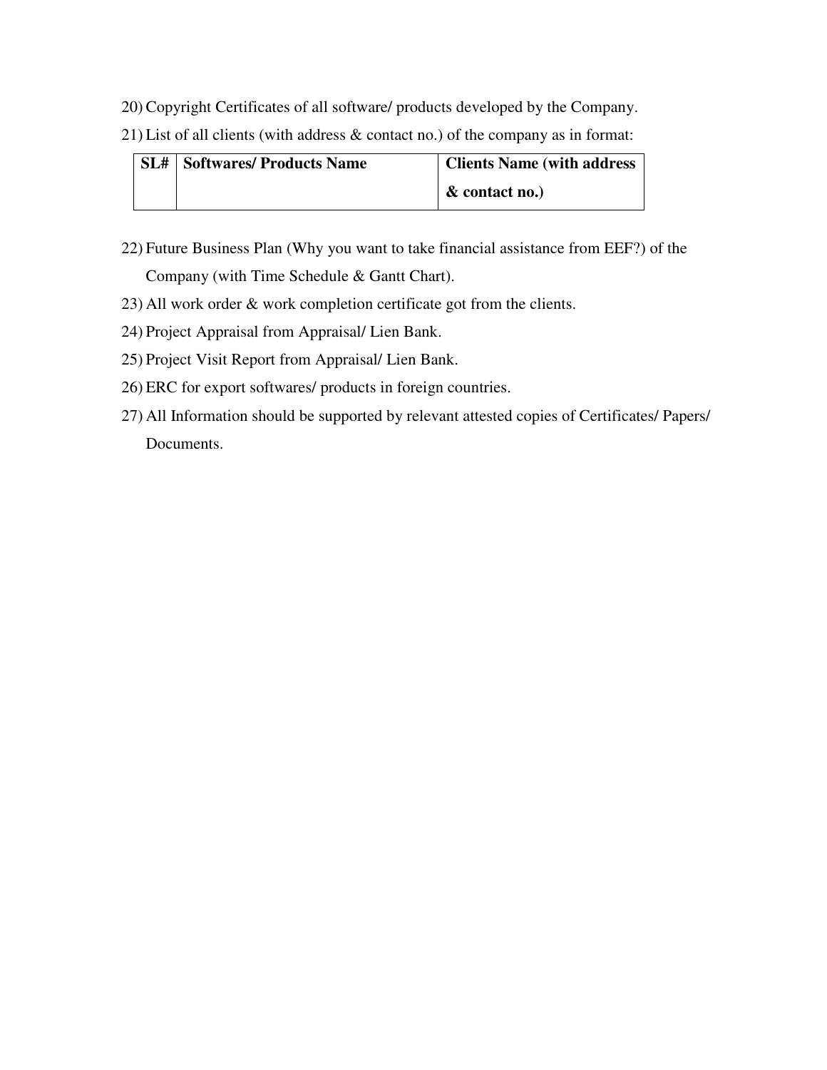20) Copyright Certificates of all software/ products developed by the Company.

21) List of all clients (with address & contact no.) of the company as in format:

| SL# | Softwares/ Products Name | Clients Name (with address & contact no.) |
|---|---|---|

22) Future Business Plan (Why you want to take financial assistance from EEF?) of the Company (with Time Schedule & Gantt Chart).

23) All work order & work completion certificate got from the clients.

24) Project Appraisal from Appraisal/ Lien Bank.

25) Project Visit Report from Appraisal/ Lien Bank.

26) ERC for export softwares/ products in foreign countries.

27) All Information should be supported by relevant attested copies of Certificates/ Papers/ Documents.